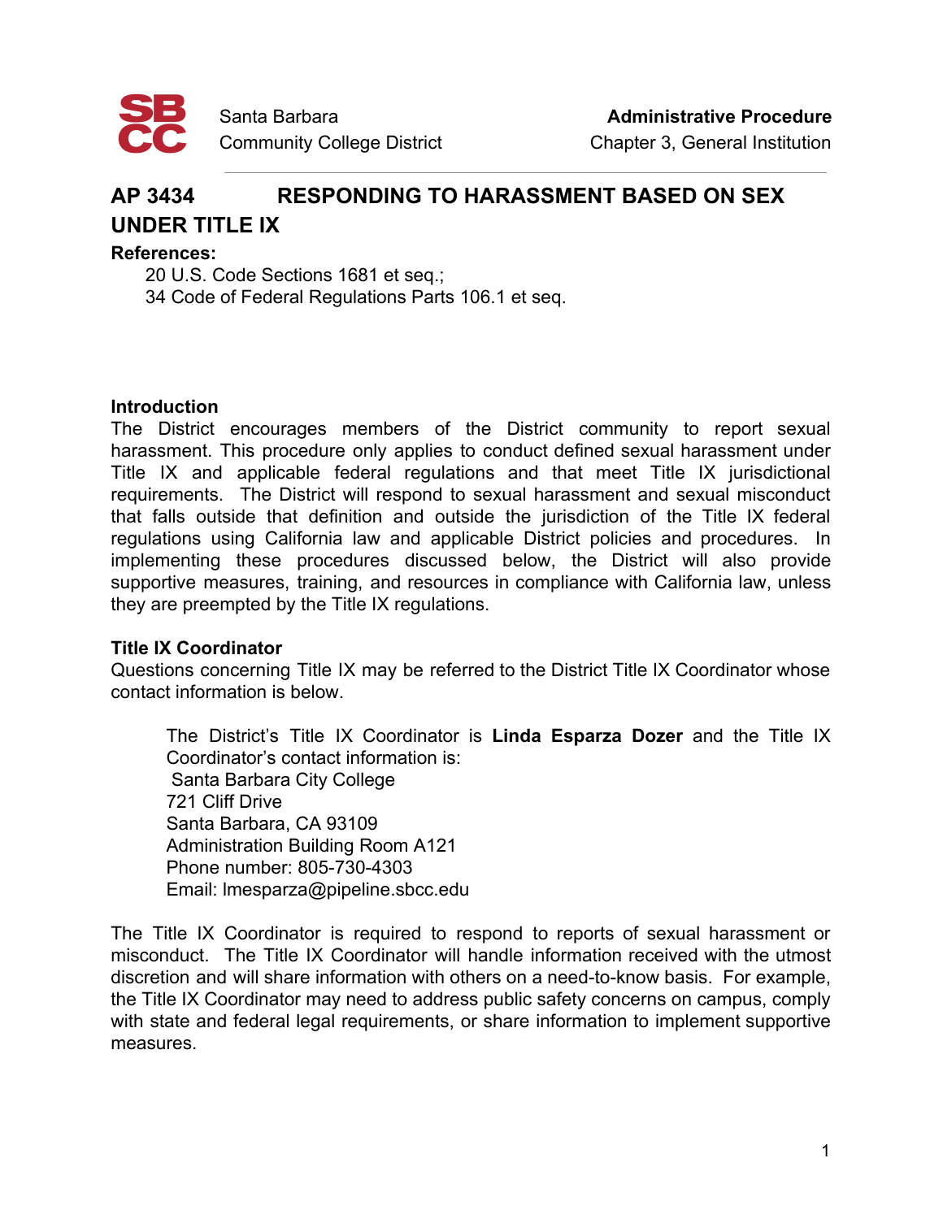Santa Barbara Community College District

**Administrative Procedure**
Chapter 3, General Institution

# AP 3434 RESPONDING TO HARASSMENT BASED ON SEX UNDER TITLE IX

**References:**

20 U.S. Code Sections 1681 et seq.;
34 Code of Federal Regulations Parts 106.1 et seq.

## Introduction

The District encourages members of the District community to report sexual harassment. This procedure only applies to conduct defined sexual harassment under Title IX and applicable federal regulations and that meet Title IX jurisdictional requirements. The District will respond to sexual harassment and sexual misconduct that falls outside that definition and outside the jurisdiction of the Title IX federal regulations using California law and applicable District policies and procedures. In implementing these procedures discussed below, the District will also provide supportive measures, training, and resources in compliance with California law, unless they are preempted by the Title IX regulations.

## Title IX Coordinator

Questions concerning Title IX may be referred to the District Title IX Coordinator whose contact information is below.

> The District's Title IX Coordinator is **Linda Esparza Dozer** and the Title IX Coordinator's contact information is:
> Santa Barbara City College
> 721 Cliff Drive
> Santa Barbara, CA 93109
> Administration Building Room A121
> Phone number: 805-730-4303
> Email: lmesparza@pipeline.sbcc.edu

The Title IX Coordinator is required to respond to reports of sexual harassment or misconduct. The Title IX Coordinator will handle information received with the utmost discretion and will share information with others on a need-to-know basis. For example, the Title IX Coordinator may need to address public safety concerns on campus, comply with state and federal legal requirements, or share information to implement supportive measures.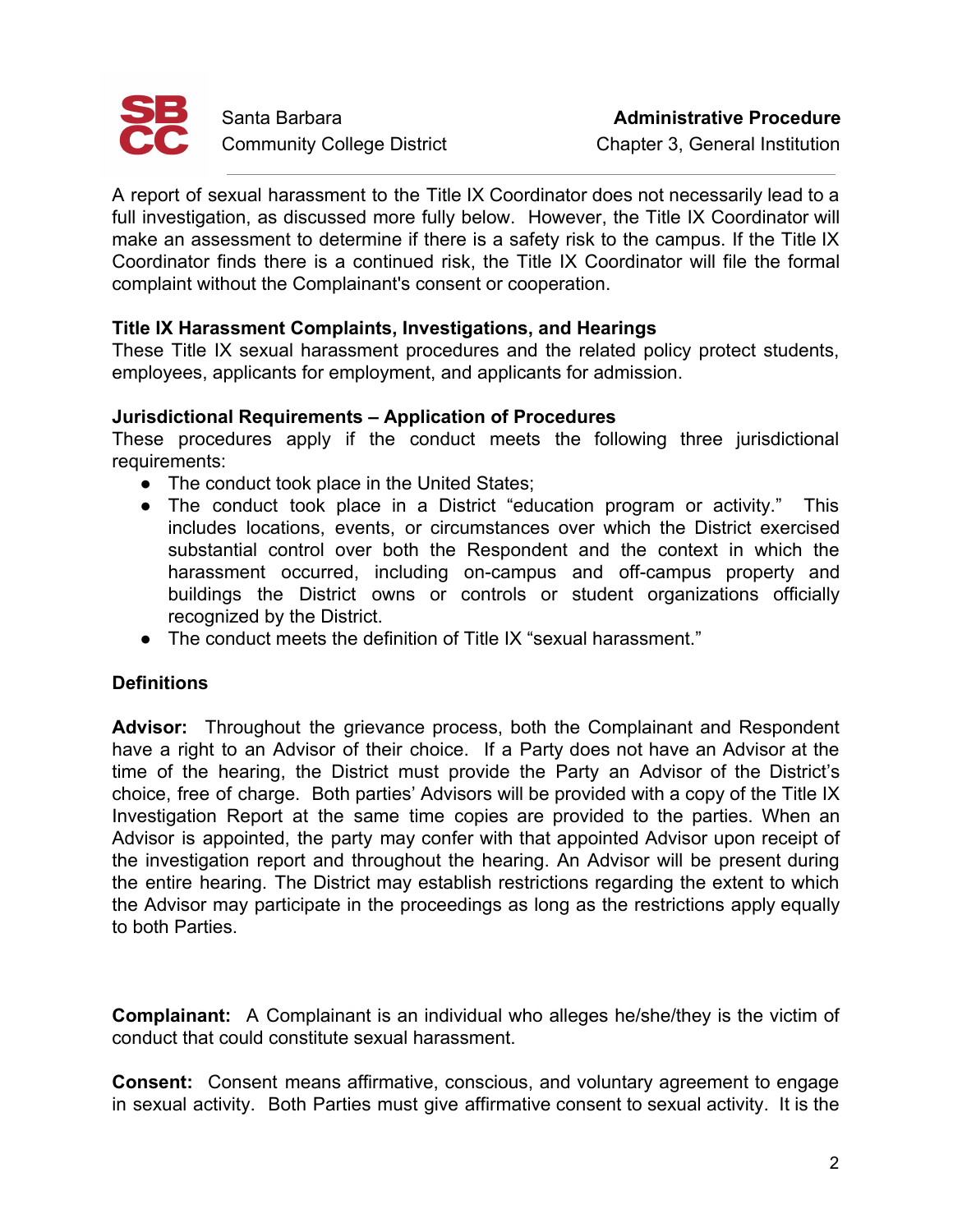A report of sexual harassment to the Title IX Coordinator does not necessarily lead to a full investigation, as discussed more fully below. However, the Title IX Coordinator will make an assessment to determine if there is a safety risk to the campus. If the Title IX Coordinator finds there is a continued risk, the Title IX Coordinator will file the formal complaint without the Complainant's consent or cooperation.

**Title IX Harassment Complaints, Investigations, and Hearings**
These Title IX sexual harassment procedures and the related policy protect students, employees, applicants for employment, and applicants for admission.

**Jurisdictional Requirements – Application of Procedures**
These procedures apply if the conduct meets the following three jurisdictional requirements:

- The conduct took place in the United States;
- The conduct took place in a District "education program or activity." This includes locations, events, or circumstances over which the District exercised substantial control over both the Respondent and the context in which the harassment occurred, including on-campus and off-campus property and buildings the District owns or controls or student organizations officially recognized by the District.
- The conduct meets the definition of Title IX "sexual harassment."

**Definitions**

**Advisor:** Throughout the grievance process, both the Complainant and Respondent have a right to an Advisor of their choice. If a Party does not have an Advisor at the time of the hearing, the District must provide the Party an Advisor of the District's choice, free of charge. Both parties' Advisors will be provided with a copy of the Title IX Investigation Report at the same time copies are provided to the parties. When an Advisor is appointed, the party may confer with that appointed Advisor upon receipt of the investigation report and throughout the hearing. An Advisor will be present during the entire hearing. The District may establish restrictions regarding the extent to which the Advisor may participate in the proceedings as long as the restrictions apply equally to both Parties.

**Complainant:** A Complainant is an individual who alleges he/she/they is the victim of conduct that could constitute sexual harassment.

**Consent:** Consent means affirmative, conscious, and voluntary agreement to engage in sexual activity. Both Parties must give affirmative consent to sexual activity. It is the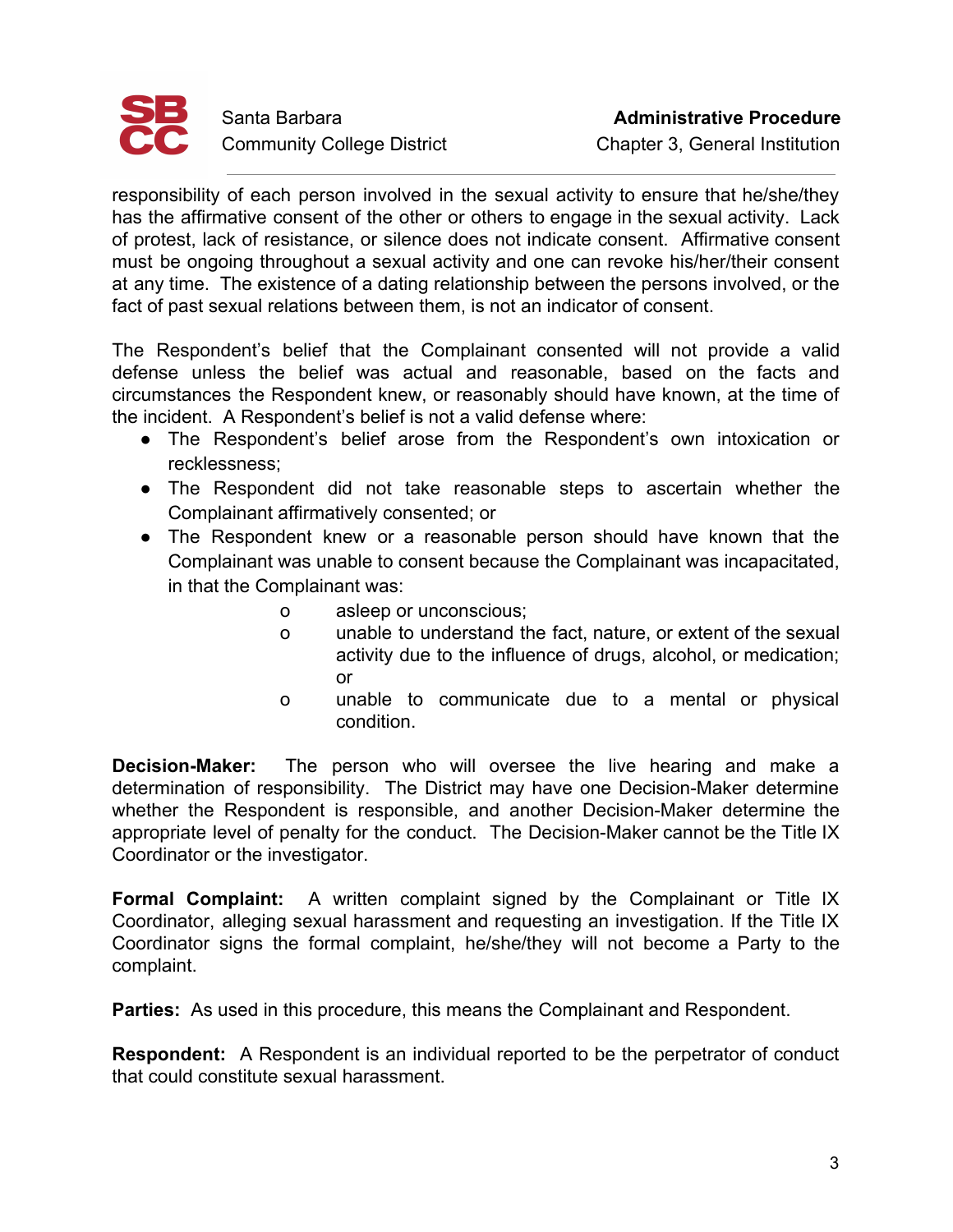responsibility of each person involved in the sexual activity to ensure that he/she/they has the affirmative consent of the other or others to engage in the sexual activity. Lack of protest, lack of resistance, or silence does not indicate consent. Affirmative consent must be ongoing throughout a sexual activity and one can revoke his/her/their consent at any time. The existence of a dating relationship between the persons involved, or the fact of past sexual relations between them, is not an indicator of consent.

The Respondent's belief that the Complainant consented will not provide a valid defense unless the belief was actual and reasonable, based on the facts and circumstances the Respondent knew, or reasonably should have known, at the time of the incident. A Respondent's belief is not a valid defense where:

- The Respondent's belief arose from the Respondent's own intoxication or recklessness;
- The Respondent did not take reasonable steps to ascertain whether the Complainant affirmatively consented; or
- The Respondent knew or a reasonable person should have known that the Complainant was unable to consent because the Complainant was incapacitated, in that the Complainant was:
    - asleep or unconscious;
    - unable to understand the fact, nature, or extent of the sexual activity due to the influence of drugs, alcohol, or medication; or
    - unable to communicate due to a mental or physical condition.

**Decision-Maker:** The person who will oversee the live hearing and make a determination of responsibility. The District may have one Decision-Maker determine whether the Respondent is responsible, and another Decision-Maker determine the appropriate level of penalty for the conduct. The Decision-Maker cannot be the Title IX Coordinator or the investigator.

**Formal Complaint:** A written complaint signed by the Complainant or Title IX Coordinator, alleging sexual harassment and requesting an investigation. If the Title IX Coordinator signs the formal complaint, he/she/they will not become a Party to the complaint.

**Parties:** As used in this procedure, this means the Complainant and Respondent.

**Respondent:** A Respondent is an individual reported to be the perpetrator of conduct that could constitute sexual harassment.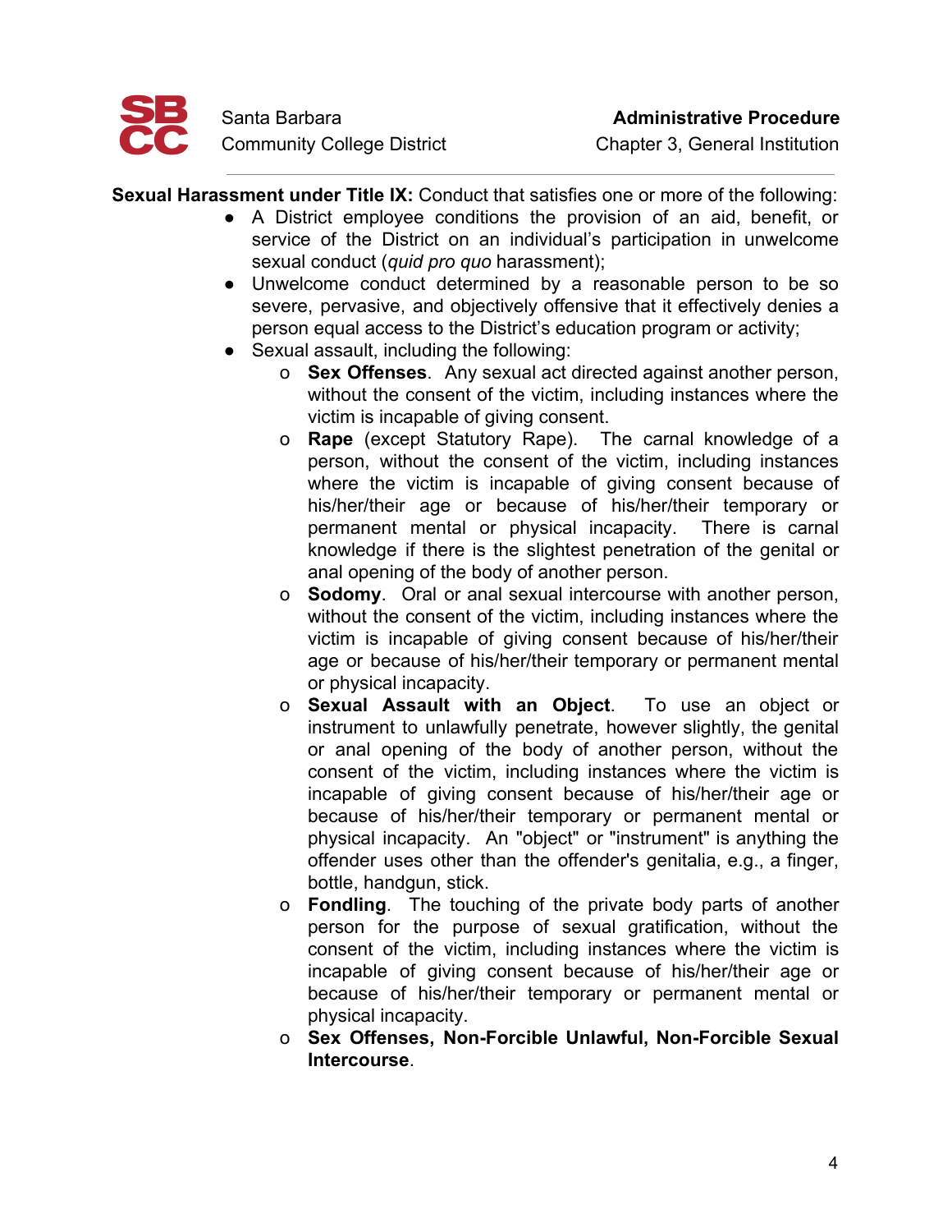**Sexual Harassment under Title IX:** Conduct that satisfies one or more of the following:

- A District employee conditions the provision of an aid, benefit, or service of the District on an individual's participation in unwelcome sexual conduct (*quid pro quo* harassment);
- Unwelcome conduct determined by a reasonable person to be so severe, pervasive, and objectively offensive that it effectively denies a person equal access to the District's education program or activity;
- Sexual assault, including the following:
  - **Sex Offenses**. Any sexual act directed against another person, without the consent of the victim, including instances where the victim is incapable of giving consent.
  - **Rape** (except Statutory Rape). The carnal knowledge of a person, without the consent of the victim, including instances where the victim is incapable of giving consent because of his/her/their age or because of his/her/their temporary or permanent mental or physical incapacity. There is carnal knowledge if there is the slightest penetration of the genital or anal opening of the body of another person.
  - **Sodomy**. Oral or anal sexual intercourse with another person, without the consent of the victim, including instances where the victim is incapable of giving consent because of his/her/their age or because of his/her/their temporary or permanent mental or physical incapacity.
  - **Sexual Assault with an Object**. To use an object or instrument to unlawfully penetrate, however slightly, the genital or anal opening of the body of another person, without the consent of the victim, including instances where the victim is incapable of giving consent because of his/her/their age or because of his/her/their temporary or permanent mental or physical incapacity. An "object" or "instrument" is anything the offender uses other than the offender's genitalia, e.g., a finger, bottle, handgun, stick.
  - **Fondling**. The touching of the private body parts of another person for the purpose of sexual gratification, without the consent of the victim, including instances where the victim is incapable of giving consent because of his/her/their age or because of his/her/their temporary or permanent mental or physical incapacity.
  - **Sex Offenses, Non-Forcible Unlawful, Non-Forcible Sexual Intercourse**.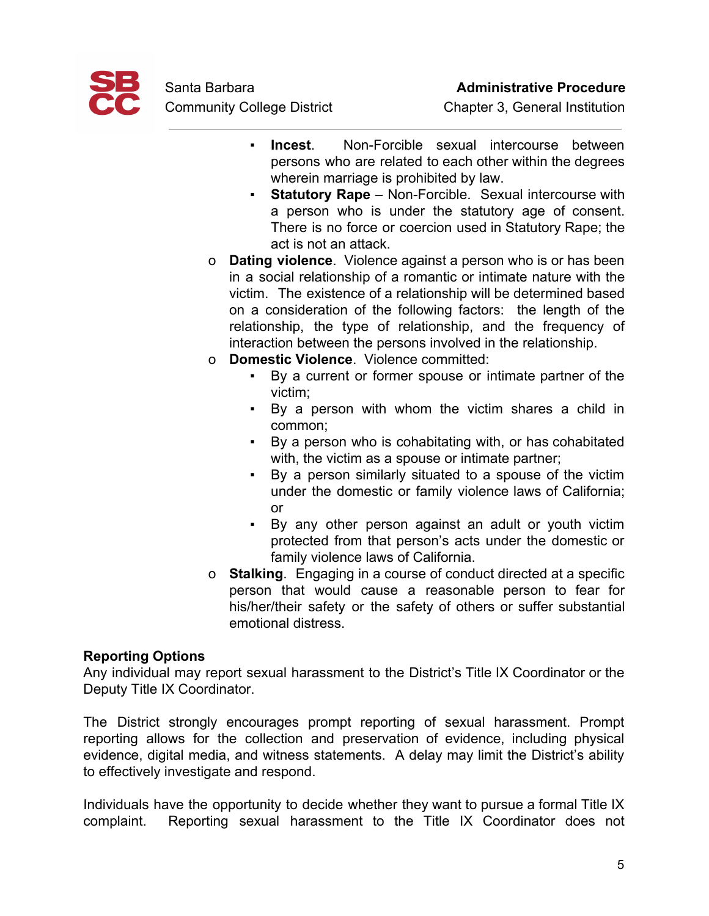- **Incest**. Non-Forcible sexual intercourse between persons who are related to each other within the degrees wherein marriage is prohibited by law.
        - **Statutory Rape** – Non-Forcible. Sexual intercourse with a person who is under the statutory age of consent. There is no force or coercion used in Statutory Rape; the act is not an attack.
    - **Dating violence**. Violence against a person who is or has been in a social relationship of a romantic or intimate nature with the victim. The existence of a relationship will be determined based on a consideration of the following factors: the length of the relationship, the type of relationship, and the frequency of interaction between the persons involved in the relationship.
    - **Domestic Violence**. Violence committed:
        - By a current or former spouse or intimate partner of the victim;
        - By a person with whom the victim shares a child in common;
        - By a person who is cohabitating with, or has cohabitated with, the victim as a spouse or intimate partner;
        - By a person similarly situated to a spouse of the victim under the domestic or family violence laws of California; or
        - By any other person against an adult or youth victim protected from that person's acts under the domestic or family violence laws of California.
    - **Stalking**. Engaging in a course of conduct directed at a specific person that would cause a reasonable person to fear for his/her/their safety or the safety of others or suffer substantial emotional distress.

**Reporting Options**

Any individual may report sexual harassment to the District's Title IX Coordinator or the Deputy Title IX Coordinator.

The District strongly encourages prompt reporting of sexual harassment. Prompt reporting allows for the collection and preservation of evidence, including physical evidence, digital media, and witness statements. A delay may limit the District's ability to effectively investigate and respond.

Individuals have the opportunity to decide whether they want to pursue a formal Title IX complaint. Reporting sexual harassment to the Title IX Coordinator does not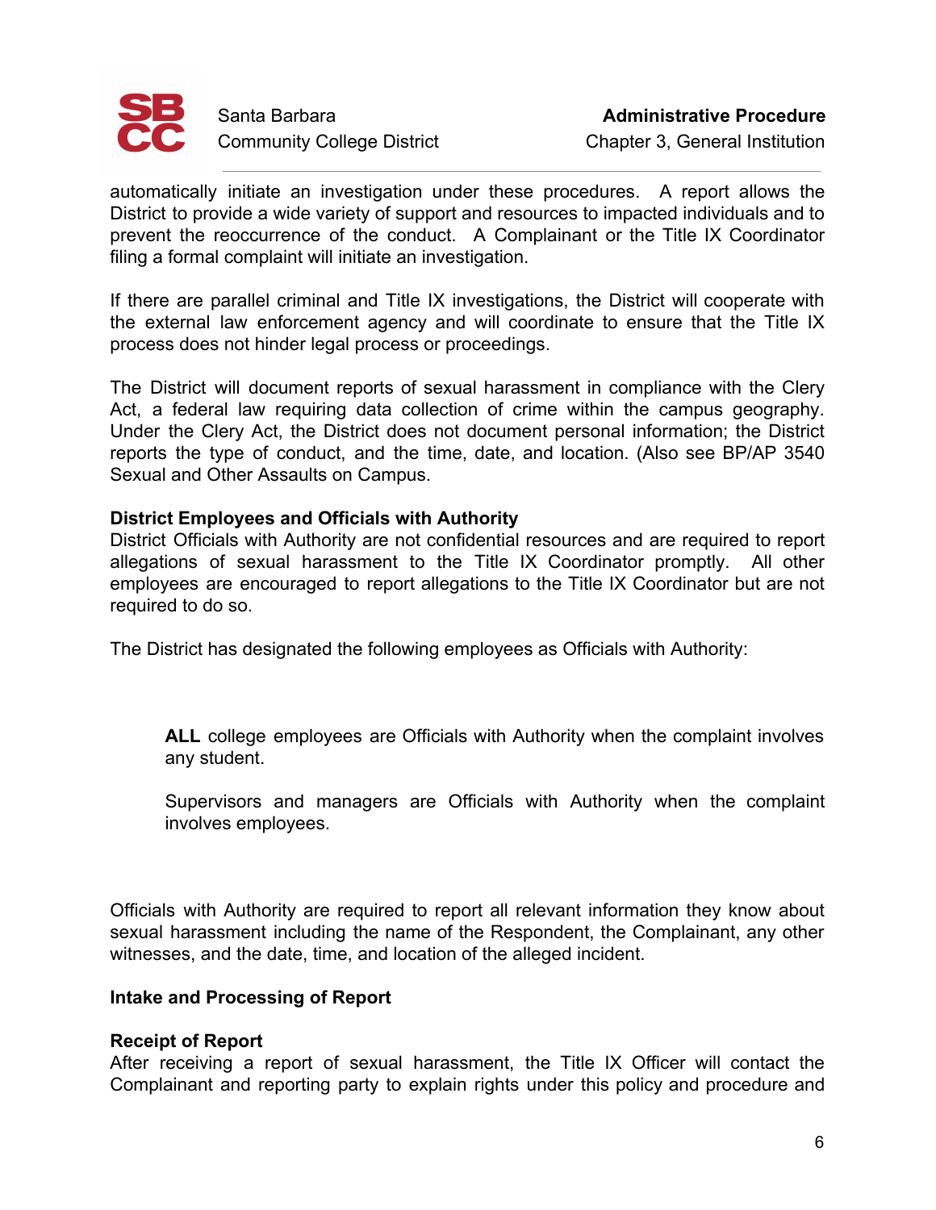automatically initiate an investigation under these procedures. A report allows the District to provide a wide variety of support and resources to impacted individuals and to prevent the reoccurrence of the conduct. A Complainant or the Title IX Coordinator filing a formal complaint will initiate an investigation.

If there are parallel criminal and Title IX investigations, the District will cooperate with the external law enforcement agency and will coordinate to ensure that the Title IX process does not hinder legal process or proceedings.

The District will document reports of sexual harassment in compliance with the Clery Act, a federal law requiring data collection of crime within the campus geography. Under the Clery Act, the District does not document personal information; the District reports the type of conduct, and the time, date, and location. (Also see BP/AP 3540 Sexual and Other Assaults on Campus.

**District Employees and Officials with Authority**
District Officials with Authority are not confidential resources and are required to report allegations of sexual harassment to the Title IX Coordinator promptly. All other employees are encouraged to report allegations to the Title IX Coordinator but are not required to do so.

The District has designated the following employees as Officials with Authority:

> **ALL** college employees are Officials with Authority when the complaint involves any student.
>
> Supervisors and managers are Officials with Authority when the complaint involves employees.

Officials with Authority are required to report all relevant information they know about sexual harassment including the name of the Respondent, the Complainant, any other witnesses, and the date, time, and location of the alleged incident.

**Intake and Processing of Report**

**Receipt of Report**
After receiving a report of sexual harassment, the Title IX Officer will contact the Complainant and reporting party to explain rights under this policy and procedure and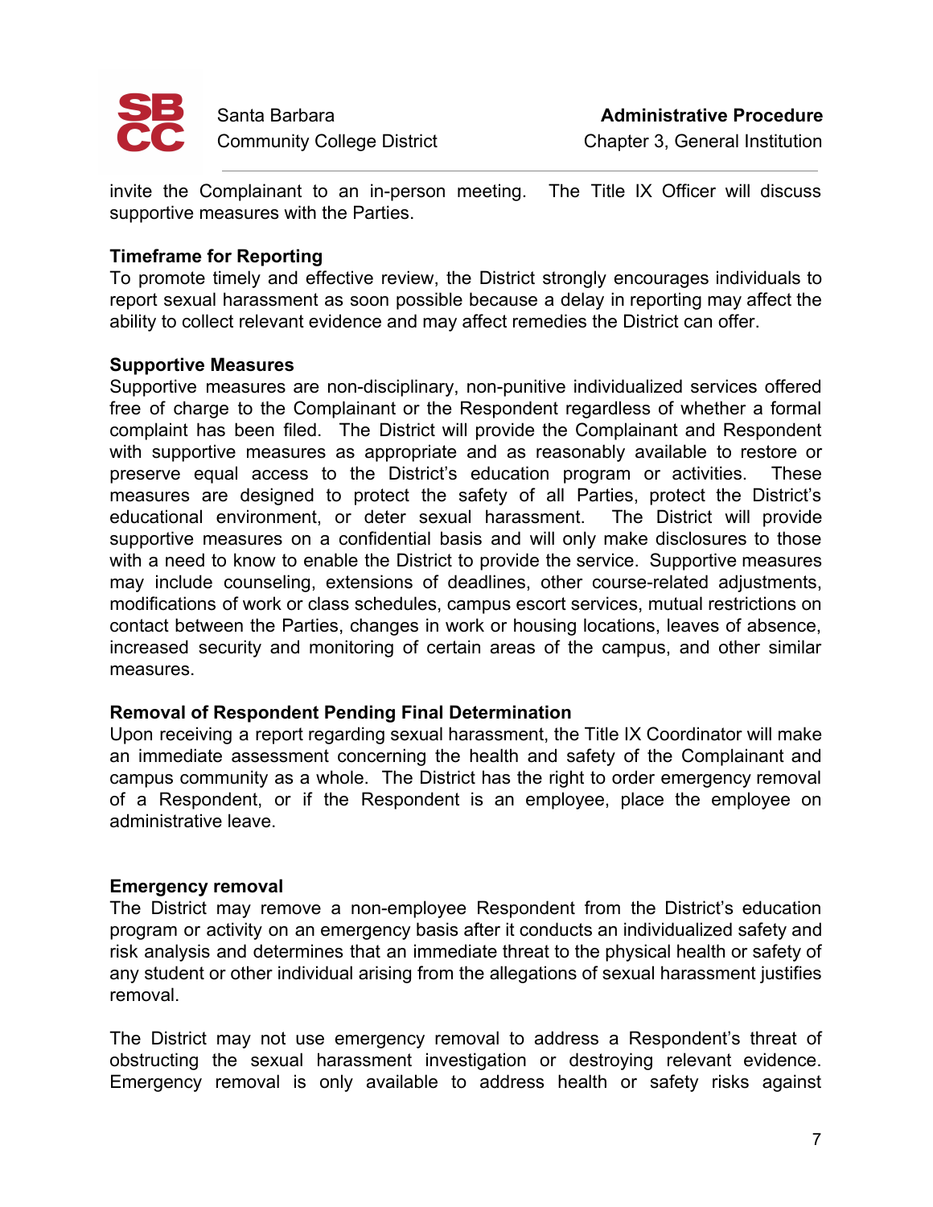invite the Complainant to an in-person meeting. The Title IX Officer will discuss supportive measures with the Parties.

**Timeframe for Reporting**

To promote timely and effective review, the District strongly encourages individuals to report sexual harassment as soon possible because a delay in reporting may affect the ability to collect relevant evidence and may affect remedies the District can offer.

**Supportive Measures**

Supportive measures are non-disciplinary, non-punitive individualized services offered free of charge to the Complainant or the Respondent regardless of whether a formal complaint has been filed. The District will provide the Complainant and Respondent with supportive measures as appropriate and as reasonably available to restore or preserve equal access to the District's education program or activities. These measures are designed to protect the safety of all Parties, protect the District's educational environment, or deter sexual harassment. The District will provide supportive measures on a confidential basis and will only make disclosures to those with a need to know to enable the District to provide the service. Supportive measures may include counseling, extensions of deadlines, other course-related adjustments, modifications of work or class schedules, campus escort services, mutual restrictions on contact between the Parties, changes in work or housing locations, leaves of absence, increased security and monitoring of certain areas of the campus, and other similar measures.

**Removal of Respondent Pending Final Determination**

Upon receiving a report regarding sexual harassment, the Title IX Coordinator will make an immediate assessment concerning the health and safety of the Complainant and campus community as a whole. The District has the right to order emergency removal of a Respondent, or if the Respondent is an employee, place the employee on administrative leave.

**Emergency removal**

The District may remove a non-employee Respondent from the District's education program or activity on an emergency basis after it conducts an individualized safety and risk analysis and determines that an immediate threat to the physical health or safety of any student or other individual arising from the allegations of sexual harassment justifies removal.

The District may not use emergency removal to address a Respondent's threat of obstructing the sexual harassment investigation or destroying relevant evidence. Emergency removal is only available to address health or safety risks against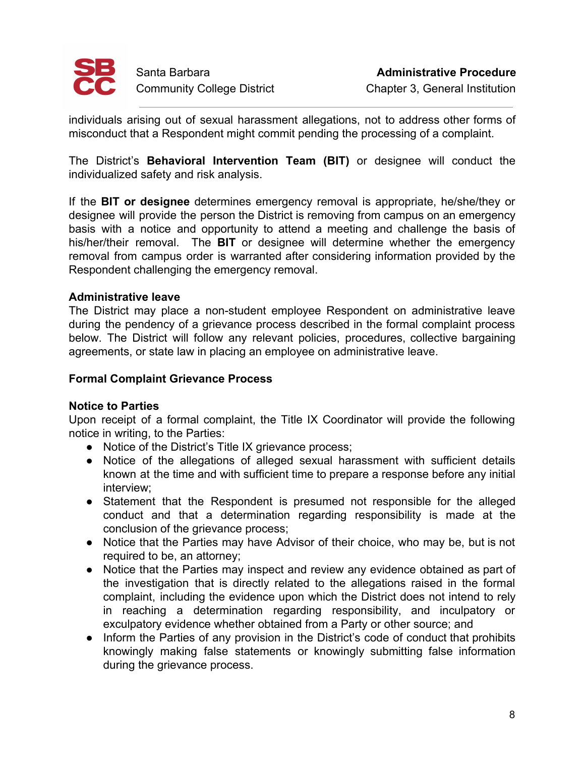individuals arising out of sexual harassment allegations, not to address other forms of misconduct that a Respondent might commit pending the processing of a complaint.

The District's **Behavioral Intervention Team (BIT)** or designee will conduct the individualized safety and risk analysis.

If the **BIT or designee** determines emergency removal is appropriate, he/she/they or designee will provide the person the District is removing from campus on an emergency basis with a notice and opportunity to attend a meeting and challenge the basis of his/her/their removal. The **BIT** or designee will determine whether the emergency removal from campus order is warranted after considering information provided by the Respondent challenging the emergency removal.

**Administrative leave**

The District may place a non-student employee Respondent on administrative leave during the pendency of a grievance process described in the formal complaint process below. The District will follow any relevant policies, procedures, collective bargaining agreements, or state law in placing an employee on administrative leave.

**Formal Complaint Grievance Process**

**Notice to Parties**

Upon receipt of a formal complaint, the Title IX Coordinator will provide the following notice in writing, to the Parties:

- Notice of the District's Title IX grievance process;
- Notice of the allegations of alleged sexual harassment with sufficient details known at the time and with sufficient time to prepare a response before any initial interview;
- Statement that the Respondent is presumed not responsible for the alleged conduct and that a determination regarding responsibility is made at the conclusion of the grievance process;
- Notice that the Parties may have Advisor of their choice, who may be, but is not required to be, an attorney;
- Notice that the Parties may inspect and review any evidence obtained as part of the investigation that is directly related to the allegations raised in the formal complaint, including the evidence upon which the District does not intend to rely in reaching a determination regarding responsibility, and inculpatory or exculpatory evidence whether obtained from a Party or other source; and
- Inform the Parties of any provision in the District's code of conduct that prohibits knowingly making false statements or knowingly submitting false information during the grievance process.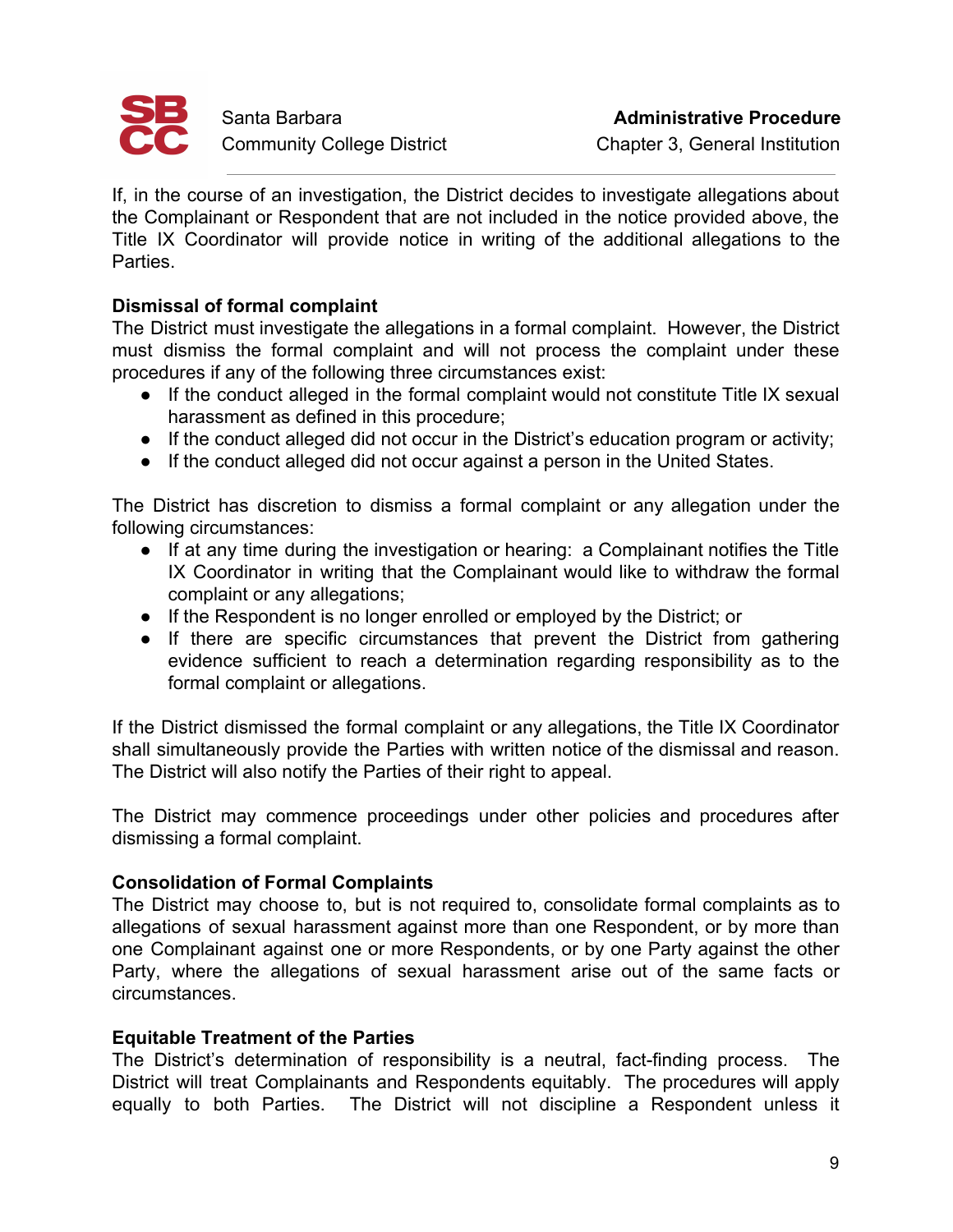If, in the course of an investigation, the District decides to investigate allegations about the Complainant or Respondent that are not included in the notice provided above, the Title IX Coordinator will provide notice in writing of the additional allegations to the Parties.

**Dismissal of formal complaint**

The District must investigate the allegations in a formal complaint. However, the District must dismiss the formal complaint and will not process the complaint under these procedures if any of the following three circumstances exist:

- If the conduct alleged in the formal complaint would not constitute Title IX sexual harassment as defined in this procedure;
- If the conduct alleged did not occur in the District's education program or activity;
- If the conduct alleged did not occur against a person in the United States.

The District has discretion to dismiss a formal complaint or any allegation under the following circumstances:

- If at any time during the investigation or hearing: a Complainant notifies the Title IX Coordinator in writing that the Complainant would like to withdraw the formal complaint or any allegations;
- If the Respondent is no longer enrolled or employed by the District; or
- If there are specific circumstances that prevent the District from gathering evidence sufficient to reach a determination regarding responsibility as to the formal complaint or allegations.

If the District dismissed the formal complaint or any allegations, the Title IX Coordinator shall simultaneously provide the Parties with written notice of the dismissal and reason. The District will also notify the Parties of their right to appeal.

The District may commence proceedings under other policies and procedures after dismissing a formal complaint.

**Consolidation of Formal Complaints**

The District may choose to, but is not required to, consolidate formal complaints as to allegations of sexual harassment against more than one Respondent, or by more than one Complainant against one or more Respondents, or by one Party against the other Party, where the allegations of sexual harassment arise out of the same facts or circumstances.

**Equitable Treatment of the Parties**

The District's determination of responsibility is a neutral, fact-finding process. The District will treat Complainants and Respondents equitably. The procedures will apply equally to both Parties. The District will not discipline a Respondent unless it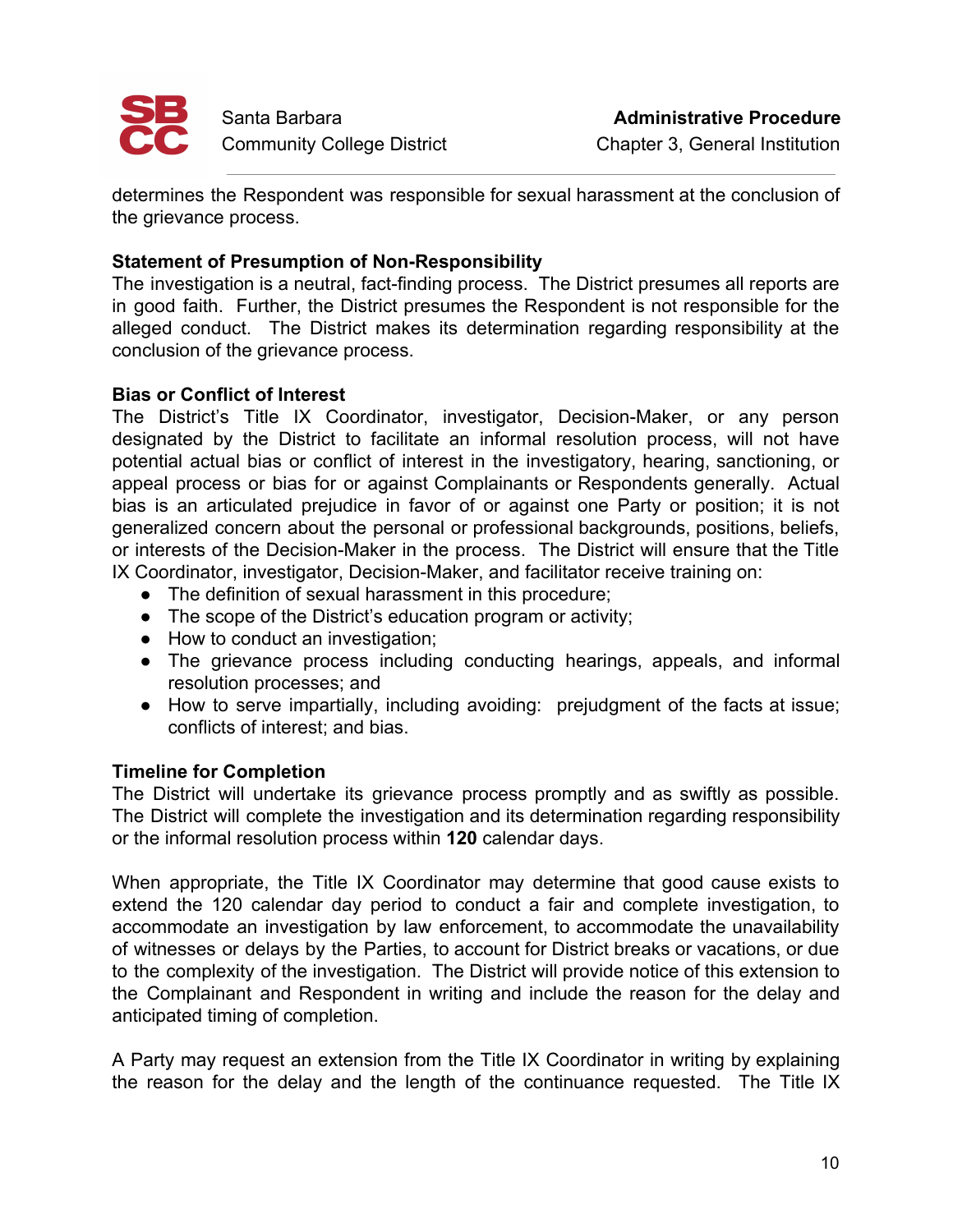determines the Respondent was responsible for sexual harassment at the conclusion of the grievance process.

**Statement of Presumption of Non-Responsibility**
The investigation is a neutral, fact-finding process. The District presumes all reports are in good faith. Further, the District presumes the Respondent is not responsible for the alleged conduct. The District makes its determination regarding responsibility at the conclusion of the grievance process.

**Bias or Conflict of Interest**
The District's Title IX Coordinator, investigator, Decision-Maker, or any person designated by the District to facilitate an informal resolution process, will not have potential actual bias or conflict of interest in the investigatory, hearing, sanctioning, or appeal process or bias for or against Complainants or Respondents generally. Actual bias is an articulated prejudice in favor of or against one Party or position; it is not generalized concern about the personal or professional backgrounds, positions, beliefs, or interests of the Decision-Maker in the process. The District will ensure that the Title IX Coordinator, investigator, Decision-Maker, and facilitator receive training on:

- The definition of sexual harassment in this procedure;
- The scope of the District's education program or activity;
- How to conduct an investigation;
- The grievance process including conducting hearings, appeals, and informal resolution processes; and
- How to serve impartially, including avoiding: prejudgment of the facts at issue; conflicts of interest; and bias.

**Timeline for Completion**
The District will undertake its grievance process promptly and as swiftly as possible. The District will complete the investigation and its determination regarding responsibility or the informal resolution process within **120** calendar days.

When appropriate, the Title IX Coordinator may determine that good cause exists to extend the 120 calendar day period to conduct a fair and complete investigation, to accommodate an investigation by law enforcement, to accommodate the unavailability of witnesses or delays by the Parties, to account for District breaks or vacations, or due to the complexity of the investigation. The District will provide notice of this extension to the Complainant and Respondent in writing and include the reason for the delay and anticipated timing of completion.

A Party may request an extension from the Title IX Coordinator in writing by explaining the reason for the delay and the length of the continuance requested. The Title IX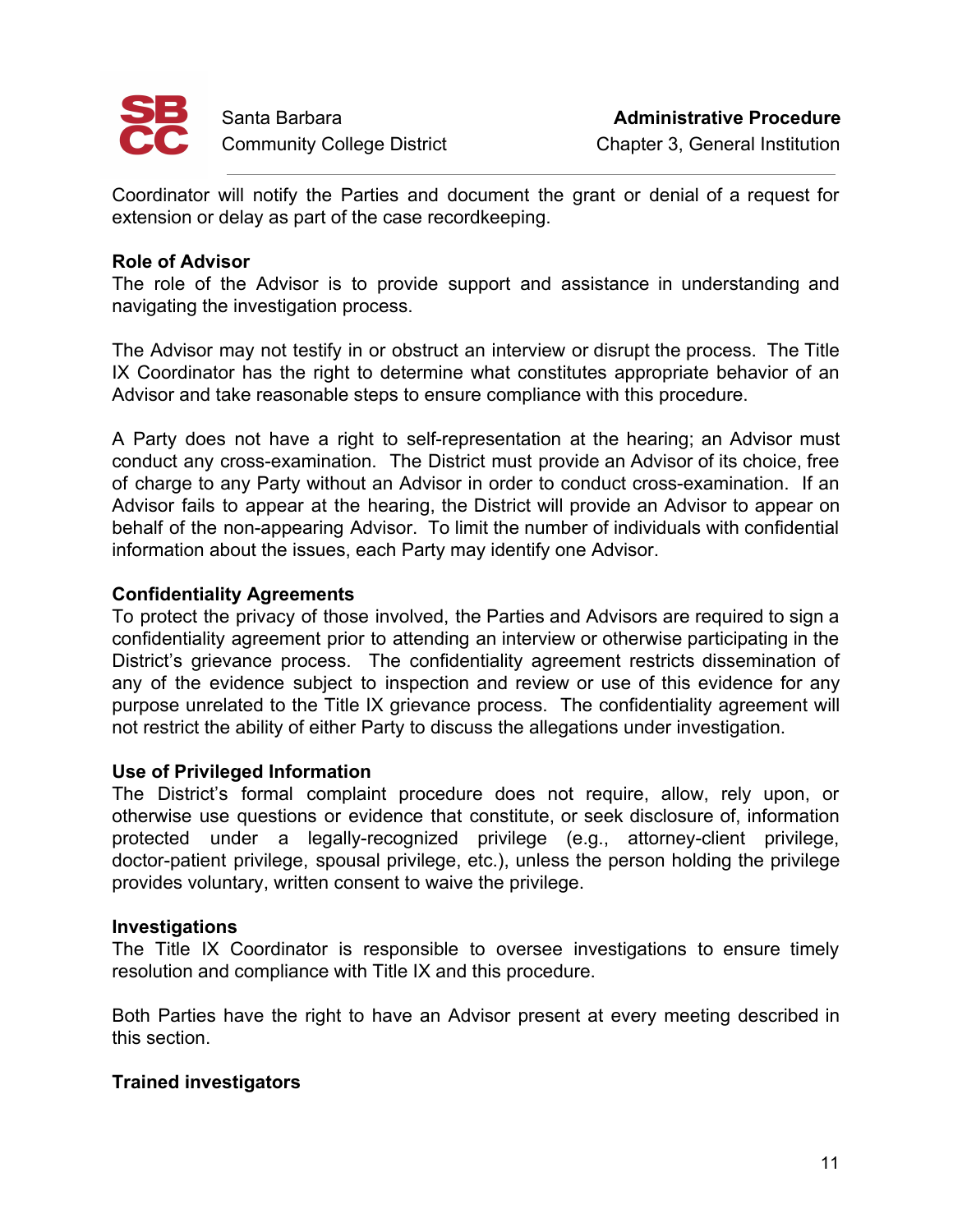Coordinator will notify the Parties and document the grant or denial of a request for extension or delay as part of the case recordkeeping.

**Role of Advisor**

The role of the Advisor is to provide support and assistance in understanding and navigating the investigation process.

The Advisor may not testify in or obstruct an interview or disrupt the process. The Title IX Coordinator has the right to determine what constitutes appropriate behavior of an Advisor and take reasonable steps to ensure compliance with this procedure.

A Party does not have a right to self-representation at the hearing; an Advisor must conduct any cross-examination. The District must provide an Advisor of its choice, free of charge to any Party without an Advisor in order to conduct cross-examination. If an Advisor fails to appear at the hearing, the District will provide an Advisor to appear on behalf of the non-appearing Advisor. To limit the number of individuals with confidential information about the issues, each Party may identify one Advisor.

**Confidentiality Agreements**

To protect the privacy of those involved, the Parties and Advisors are required to sign a confidentiality agreement prior to attending an interview or otherwise participating in the District's grievance process. The confidentiality agreement restricts dissemination of any of the evidence subject to inspection and review or use of this evidence for any purpose unrelated to the Title IX grievance process. The confidentiality agreement will not restrict the ability of either Party to discuss the allegations under investigation.

**Use of Privileged Information**

The District's formal complaint procedure does not require, allow, rely upon, or otherwise use questions or evidence that constitute, or seek disclosure of, information protected under a legally-recognized privilege (e.g., attorney-client privilege, doctor-patient privilege, spousal privilege, etc.), unless the person holding the privilege provides voluntary, written consent to waive the privilege.

**Investigations**

The Title IX Coordinator is responsible to oversee investigations to ensure timely resolution and compliance with Title IX and this procedure.

Both Parties have the right to have an Advisor present at every meeting described in this section.

**Trained investigators**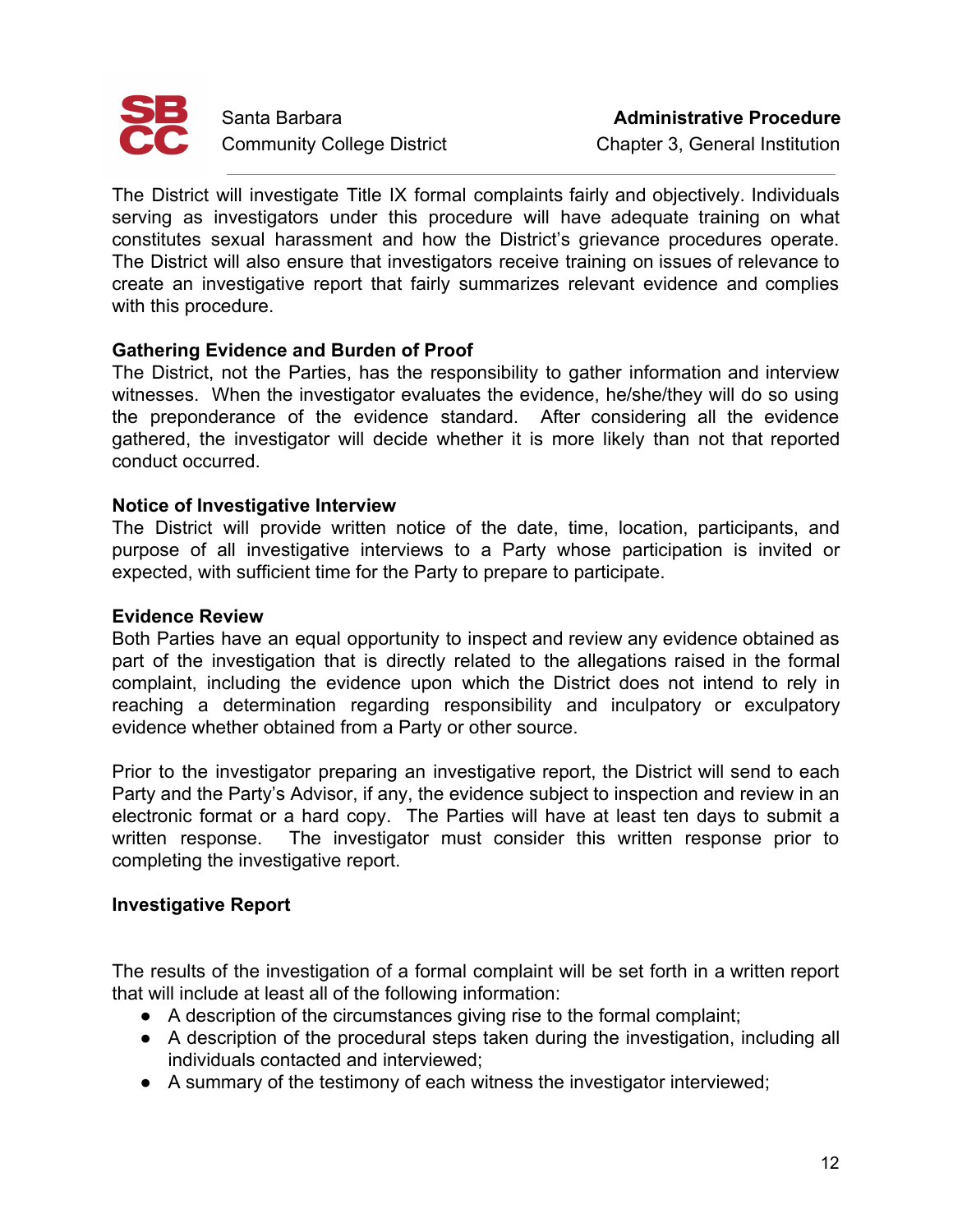The District will investigate Title IX formal complaints fairly and objectively. Individuals serving as investigators under this procedure will have adequate training on what constitutes sexual harassment and how the District's grievance procedures operate. The District will also ensure that investigators receive training on issues of relevance to create an investigative report that fairly summarizes relevant evidence and complies with this procedure.

**Gathering Evidence and Burden of Proof**

The District, not the Parties, has the responsibility to gather information and interview witnesses. When the investigator evaluates the evidence, he/she/they will do so using the preponderance of the evidence standard. After considering all the evidence gathered, the investigator will decide whether it is more likely than not that reported conduct occurred.

**Notice of Investigative Interview**

The District will provide written notice of the date, time, location, participants, and purpose of all investigative interviews to a Party whose participation is invited or expected, with sufficient time for the Party to prepare to participate.

**Evidence Review**

Both Parties have an equal opportunity to inspect and review any evidence obtained as part of the investigation that is directly related to the allegations raised in the formal complaint, including the evidence upon which the District does not intend to rely in reaching a determination regarding responsibility and inculpatory or exculpatory evidence whether obtained from a Party or other source.

Prior to the investigator preparing an investigative report, the District will send to each Party and the Party's Advisor, if any, the evidence subject to inspection and review in an electronic format or a hard copy. The Parties will have at least ten days to submit a written response. The investigator must consider this written response prior to completing the investigative report.

**Investigative Report**

The results of the investigation of a formal complaint will be set forth in a written report that will include at least all of the following information:

- A description of the circumstances giving rise to the formal complaint;
- A description of the procedural steps taken during the investigation, including all individuals contacted and interviewed;
- A summary of the testimony of each witness the investigator interviewed;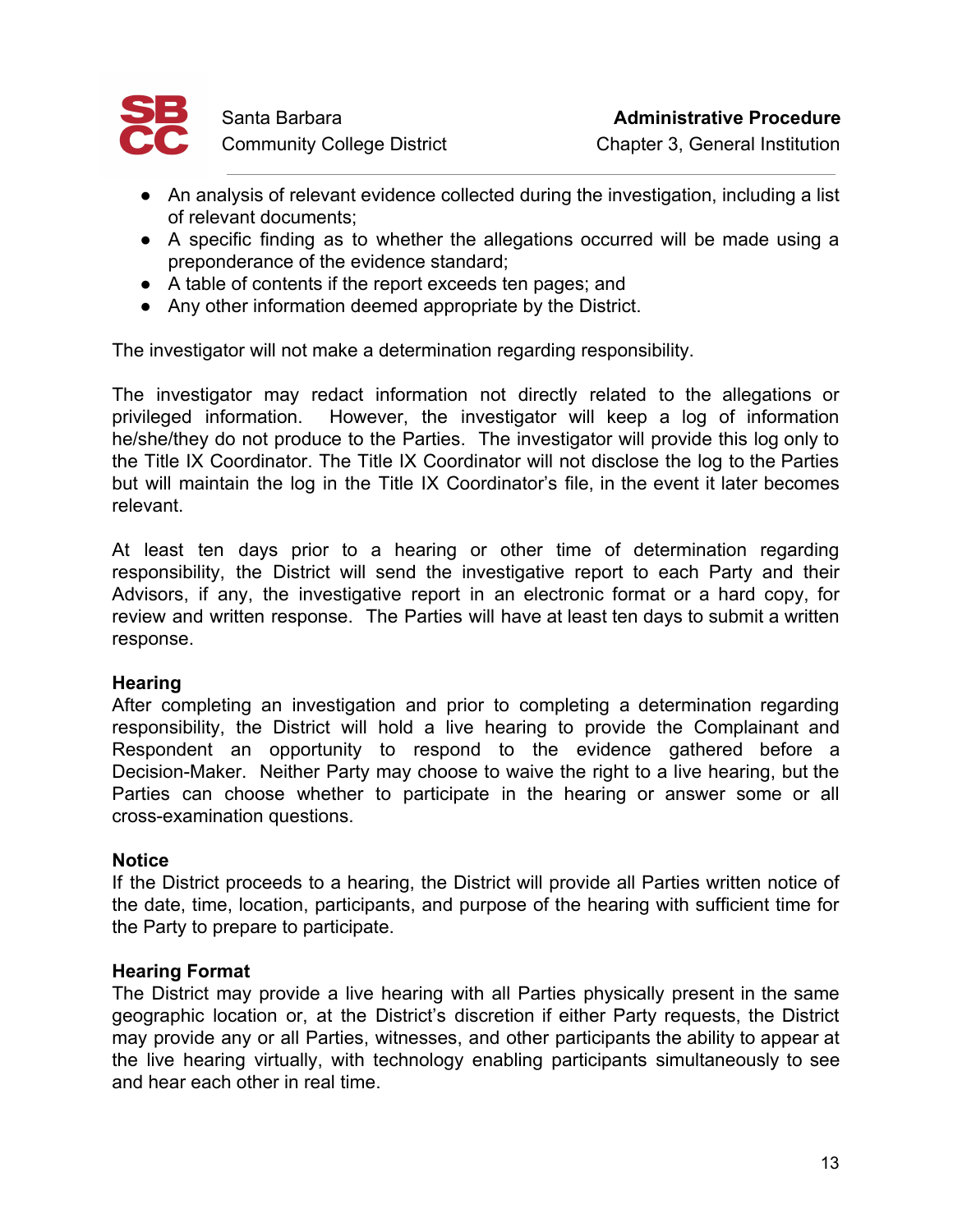- An analysis of relevant evidence collected during the investigation, including a list of relevant documents;
- A specific finding as to whether the allegations occurred will be made using a preponderance of the evidence standard;
- A table of contents if the report exceeds ten pages; and
- Any other information deemed appropriate by the District.

The investigator will not make a determination regarding responsibility.

The investigator may redact information not directly related to the allegations or privileged information. However, the investigator will keep a log of information he/she/they do not produce to the Parties. The investigator will provide this log only to the Title IX Coordinator. The Title IX Coordinator will not disclose the log to the Parties but will maintain the log in the Title IX Coordinator's file, in the event it later becomes relevant.

At least ten days prior to a hearing or other time of determination regarding responsibility, the District will send the investigative report to each Party and their Advisors, if any, the investigative report in an electronic format or a hard copy, for review and written response. The Parties will have at least ten days to submit a written response.

**Hearing**

After completing an investigation and prior to completing a determination regarding responsibility, the District will hold a live hearing to provide the Complainant and Respondent an opportunity to respond to the evidence gathered before a Decision-Maker. Neither Party may choose to waive the right to a live hearing, but the Parties can choose whether to participate in the hearing or answer some or all cross-examination questions.

**Notice**

If the District proceeds to a hearing, the District will provide all Parties written notice of the date, time, location, participants, and purpose of the hearing with sufficient time for the Party to prepare to participate.

**Hearing Format**

The District may provide a live hearing with all Parties physically present in the same geographic location or, at the District's discretion if either Party requests, the District may provide any or all Parties, witnesses, and other participants the ability to appear at the live hearing virtually, with technology enabling participants simultaneously to see and hear each other in real time.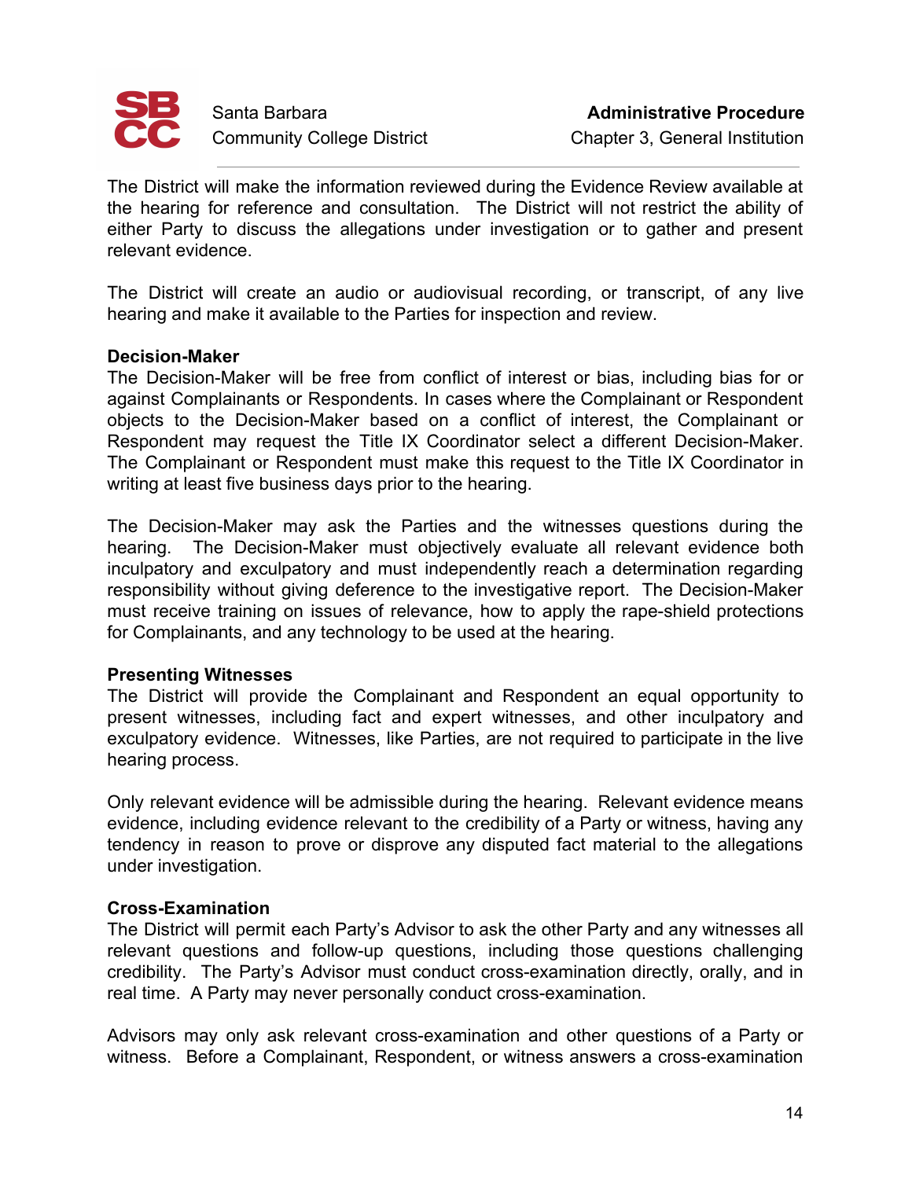The District will make the information reviewed during the Evidence Review available at the hearing for reference and consultation. The District will not restrict the ability of either Party to discuss the allegations under investigation or to gather and present relevant evidence.

The District will create an audio or audiovisual recording, or transcript, of any live hearing and make it available to the Parties for inspection and review.

**Decision-Maker**
The Decision-Maker will be free from conflict of interest or bias, including bias for or against Complainants or Respondents. In cases where the Complainant or Respondent objects to the Decision-Maker based on a conflict of interest, the Complainant or Respondent may request the Title IX Coordinator select a different Decision-Maker. The Complainant or Respondent must make this request to the Title IX Coordinator in writing at least five business days prior to the hearing.

The Decision-Maker may ask the Parties and the witnesses questions during the hearing. The Decision-Maker must objectively evaluate all relevant evidence both inculpatory and exculpatory and must independently reach a determination regarding responsibility without giving deference to the investigative report. The Decision-Maker must receive training on issues of relevance, how to apply the rape-shield protections for Complainants, and any technology to be used at the hearing.

**Presenting Witnesses**
The District will provide the Complainant and Respondent an equal opportunity to present witnesses, including fact and expert witnesses, and other inculpatory and exculpatory evidence. Witnesses, like Parties, are not required to participate in the live hearing process.

Only relevant evidence will be admissible during the hearing. Relevant evidence means evidence, including evidence relevant to the credibility of a Party or witness, having any tendency in reason to prove or disprove any disputed fact material to the allegations under investigation.

**Cross-Examination**
The District will permit each Party's Advisor to ask the other Party and any witnesses all relevant questions and follow-up questions, including those questions challenging credibility. The Party's Advisor must conduct cross-examination directly, orally, and in real time. A Party may never personally conduct cross-examination.

Advisors may only ask relevant cross-examination and other questions of a Party or witness. Before a Complainant, Respondent, or witness answers a cross-examination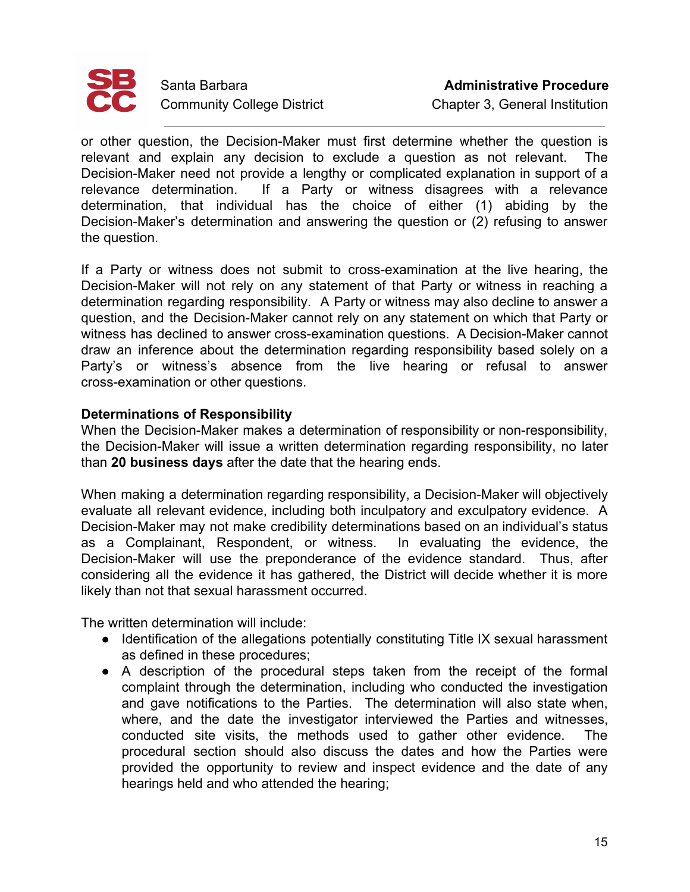or other question, the Decision-Maker must first determine whether the question is relevant and explain any decision to exclude a question as not relevant. The Decision-Maker need not provide a lengthy or complicated explanation in support of a relevance determination. If a Party or witness disagrees with a relevance determination, that individual has the choice of either (1) abiding by the Decision-Maker's determination and answering the question or (2) refusing to answer the question.

If a Party or witness does not submit to cross-examination at the live hearing, the Decision-Maker will not rely on any statement of that Party or witness in reaching a determination regarding responsibility. A Party or witness may also decline to answer a question, and the Decision-Maker cannot rely on any statement on which that Party or witness has declined to answer cross-examination questions. A Decision-Maker cannot draw an inference about the determination regarding responsibility based solely on a Party's or witness's absence from the live hearing or refusal to answer cross-examination or other questions.

**Determinations of Responsibility**

When the Decision-Maker makes a determination of responsibility or non-responsibility, the Decision-Maker will issue a written determination regarding responsibility, no later than **20 business days** after the date that the hearing ends.

When making a determination regarding responsibility, a Decision-Maker will objectively evaluate all relevant evidence, including both inculpatory and exculpatory evidence. A Decision-Maker may not make credibility determinations based on an individual's status as a Complainant, Respondent, or witness. In evaluating the evidence, the Decision-Maker will use the preponderance of the evidence standard. Thus, after considering all the evidence it has gathered, the District will decide whether it is more likely than not that sexual harassment occurred.

The written determination will include:

- Identification of the allegations potentially constituting Title IX sexual harassment as defined in these procedures;
- A description of the procedural steps taken from the receipt of the formal complaint through the determination, including who conducted the investigation and gave notifications to the Parties. The determination will also state when, where, and the date the investigator interviewed the Parties and witnesses, conducted site visits, the methods used to gather other evidence. The procedural section should also discuss the dates and how the Parties were provided the opportunity to review and inspect evidence and the date of any hearings held and who attended the hearing;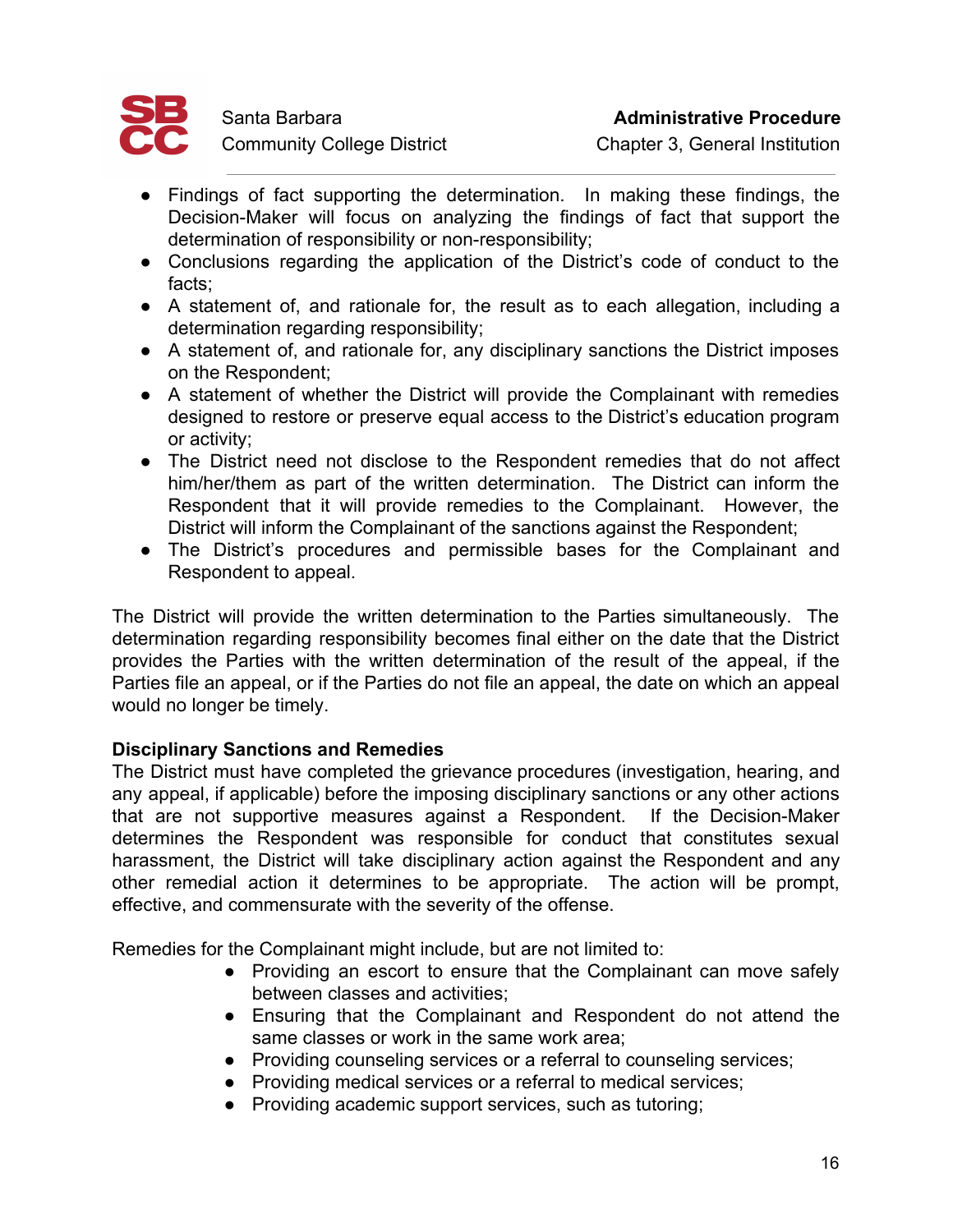- Findings of fact supporting the determination. In making these findings, the Decision-Maker will focus on analyzing the findings of fact that support the determination of responsibility or non-responsibility;
- Conclusions regarding the application of the District's code of conduct to the facts;
- A statement of, and rationale for, the result as to each allegation, including a determination regarding responsibility;
- A statement of, and rationale for, any disciplinary sanctions the District imposes on the Respondent;
- A statement of whether the District will provide the Complainant with remedies designed to restore or preserve equal access to the District's education program or activity;
- The District need not disclose to the Respondent remedies that do not affect him/her/them as part of the written determination. The District can inform the Respondent that it will provide remedies to the Complainant. However, the District will inform the Complainant of the sanctions against the Respondent;
- The District's procedures and permissible bases for the Complainant and Respondent to appeal.

The District will provide the written determination to the Parties simultaneously. The determination regarding responsibility becomes final either on the date that the District provides the Parties with the written determination of the result of the appeal, if the Parties file an appeal, or if the Parties do not file an appeal, the date on which an appeal would no longer be timely.

**Disciplinary Sanctions and Remedies**

The District must have completed the grievance procedures (investigation, hearing, and any appeal, if applicable) before the imposing disciplinary sanctions or any other actions that are not supportive measures against a Respondent. If the Decision-Maker determines the Respondent was responsible for conduct that constitutes sexual harassment, the District will take disciplinary action against the Respondent and any other remedial action it determines to be appropriate. The action will be prompt, effective, and commensurate with the severity of the offense.

Remedies for the Complainant might include, but are not limited to:

- Providing an escort to ensure that the Complainant can move safely between classes and activities;
- Ensuring that the Complainant and Respondent do not attend the same classes or work in the same work area;
- Providing counseling services or a referral to counseling services;
- Providing medical services or a referral to medical services;
- Providing academic support services, such as tutoring;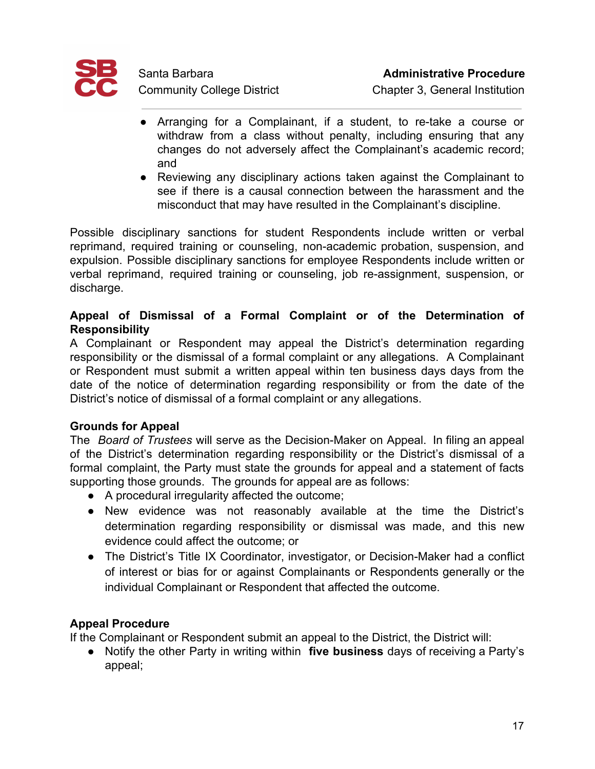- Arranging for a Complainant, if a student, to re-take a course or withdraw from a class without penalty, including ensuring that any changes do not adversely affect the Complainant's academic record; and
- Reviewing any disciplinary actions taken against the Complainant to see if there is a causal connection between the harassment and the misconduct that may have resulted in the Complainant's discipline.

Possible disciplinary sanctions for student Respondents include written or verbal reprimand, required training or counseling, non-academic probation, suspension, and expulsion. Possible disciplinary sanctions for employee Respondents include written or verbal reprimand, required training or counseling, job re-assignment, suspension, or discharge.

**Appeal of Dismissal of a Formal Complaint or of the Determination of Responsibility**

A Complainant or Respondent may appeal the District's determination regarding responsibility or the dismissal of a formal complaint or any allegations. A Complainant or Respondent must submit a written appeal within ten business days days from the date of the notice of determination regarding responsibility or from the date of the District's notice of dismissal of a formal complaint or any allegations.

**Grounds for Appeal**

The *Board of Trustees* will serve as the Decision-Maker on Appeal. In filing an appeal of the District's determination regarding responsibility or the District's dismissal of a formal complaint, the Party must state the grounds for appeal and a statement of facts supporting those grounds. The grounds for appeal are as follows:

- A procedural irregularity affected the outcome;
- New evidence was not reasonably available at the time the District's determination regarding responsibility or dismissal was made, and this new evidence could affect the outcome; or
- The District's Title IX Coordinator, investigator, or Decision-Maker had a conflict of interest or bias for or against Complainants or Respondents generally or the individual Complainant or Respondent that affected the outcome.

**Appeal Procedure**

If the Complainant or Respondent submit an appeal to the District, the District will:

- Notify the other Party in writing within **five business** days of receiving a Party's appeal;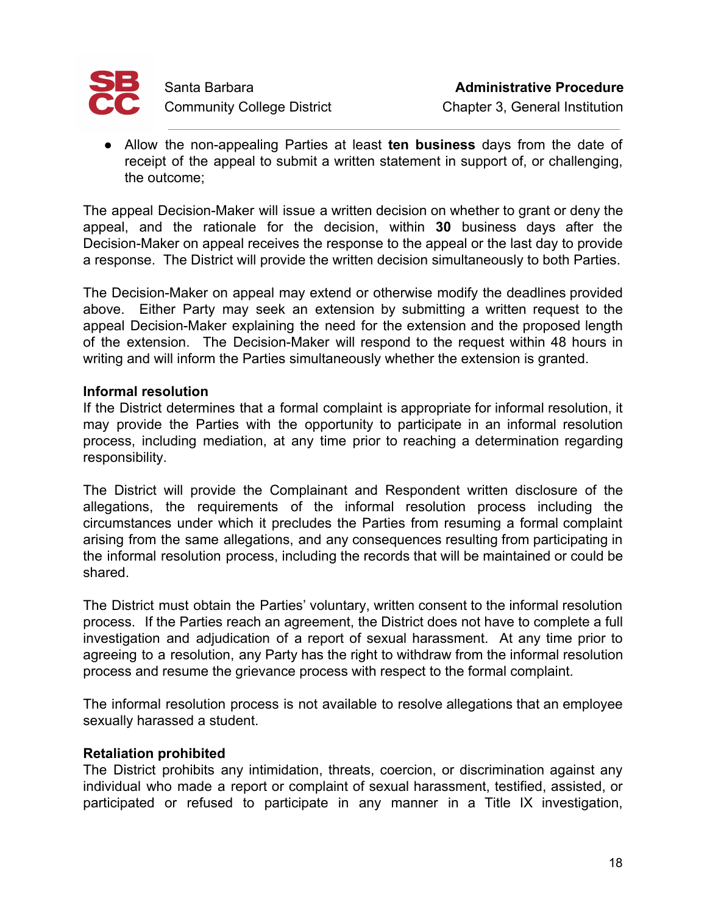- Allow the non-appealing Parties at least **ten business** days from the date of receipt of the appeal to submit a written statement in support of, or challenging, the outcome;

The appeal Decision-Maker will issue a written decision on whether to grant or deny the appeal, and the rationale for the decision, within **30** business days after the Decision-Maker on appeal receives the response to the appeal or the last day to provide a response. The District will provide the written decision simultaneously to both Parties.

The Decision-Maker on appeal may extend or otherwise modify the deadlines provided above. Either Party may seek an extension by submitting a written request to the appeal Decision-Maker explaining the need for the extension and the proposed length of the extension. The Decision-Maker will respond to the request within 48 hours in writing and will inform the Parties simultaneously whether the extension is granted.

**Informal resolution**

If the District determines that a formal complaint is appropriate for informal resolution, it may provide the Parties with the opportunity to participate in an informal resolution process, including mediation, at any time prior to reaching a determination regarding responsibility.

The District will provide the Complainant and Respondent written disclosure of the allegations, the requirements of the informal resolution process including the circumstances under which it precludes the Parties from resuming a formal complaint arising from the same allegations, and any consequences resulting from participating in the informal resolution process, including the records that will be maintained or could be shared.

The District must obtain the Parties' voluntary, written consent to the informal resolution process. If the Parties reach an agreement, the District does not have to complete a full investigation and adjudication of a report of sexual harassment. At any time prior to agreeing to a resolution, any Party has the right to withdraw from the informal resolution process and resume the grievance process with respect to the formal complaint.

The informal resolution process is not available to resolve allegations that an employee sexually harassed a student.

**Retaliation prohibited**

The District prohibits any intimidation, threats, coercion, or discrimination against any individual who made a report or complaint of sexual harassment, testified, assisted, or participated or refused to participate in any manner in a Title IX investigation,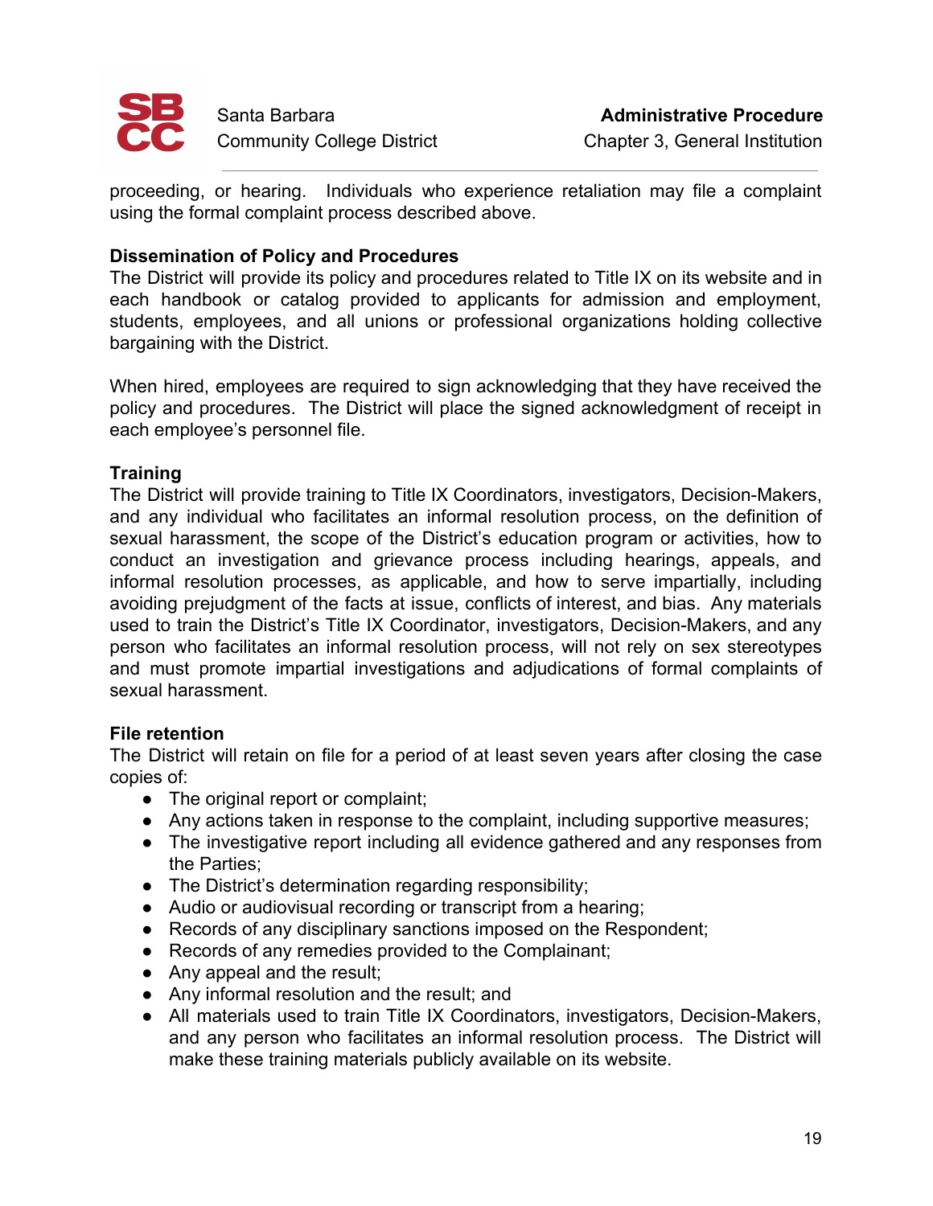proceeding, or hearing. Individuals who experience retaliation may file a complaint using the formal complaint process described above.

**Dissemination of Policy and Procedures**

The District will provide its policy and procedures related to Title IX on its website and in each handbook or catalog provided to applicants for admission and employment, students, employees, and all unions or professional organizations holding collective bargaining with the District.

When hired, employees are required to sign acknowledging that they have received the policy and procedures. The District will place the signed acknowledgment of receipt in each employee's personnel file.

**Training**

The District will provide training to Title IX Coordinators, investigators, Decision-Makers, and any individual who facilitates an informal resolution process, on the definition of sexual harassment, the scope of the District's education program or activities, how to conduct an investigation and grievance process including hearings, appeals, and informal resolution processes, as applicable, and how to serve impartially, including avoiding prejudgment of the facts at issue, conflicts of interest, and bias. Any materials used to train the District's Title IX Coordinator, investigators, Decision-Makers, and any person who facilitates an informal resolution process, will not rely on sex stereotypes and must promote impartial investigations and adjudications of formal complaints of sexual harassment.

**File retention**

The District will retain on file for a period of at least seven years after closing the case copies of:

- The original report or complaint;
- Any actions taken in response to the complaint, including supportive measures;
- The investigative report including all evidence gathered and any responses from the Parties;
- The District's determination regarding responsibility;
- Audio or audiovisual recording or transcript from a hearing;
- Records of any disciplinary sanctions imposed on the Respondent;
- Records of any remedies provided to the Complainant;
- Any appeal and the result;
- Any informal resolution and the result; and
- All materials used to train Title IX Coordinators, investigators, Decision-Makers, and any person who facilitates an informal resolution process. The District will make these training materials publicly available on its website.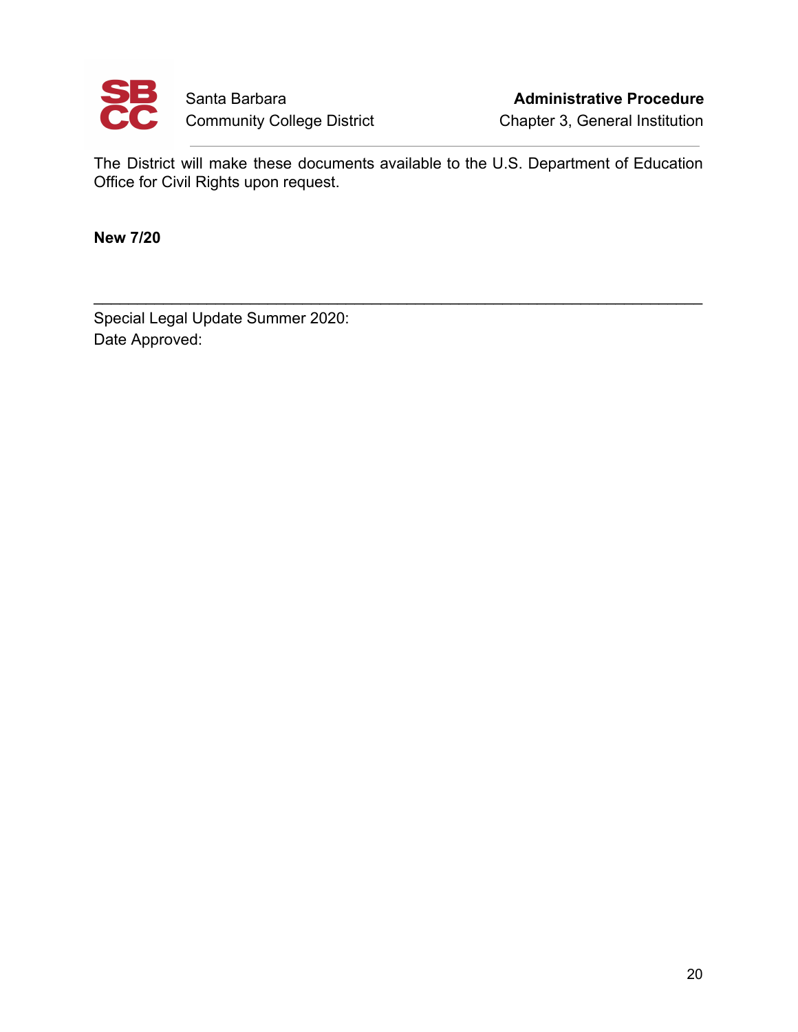The District will make these documents available to the U.S. Department of Education Office for Civil Rights upon request.

**New 7/20**

---

Special Legal Update Summer 2020:
Date Approved: